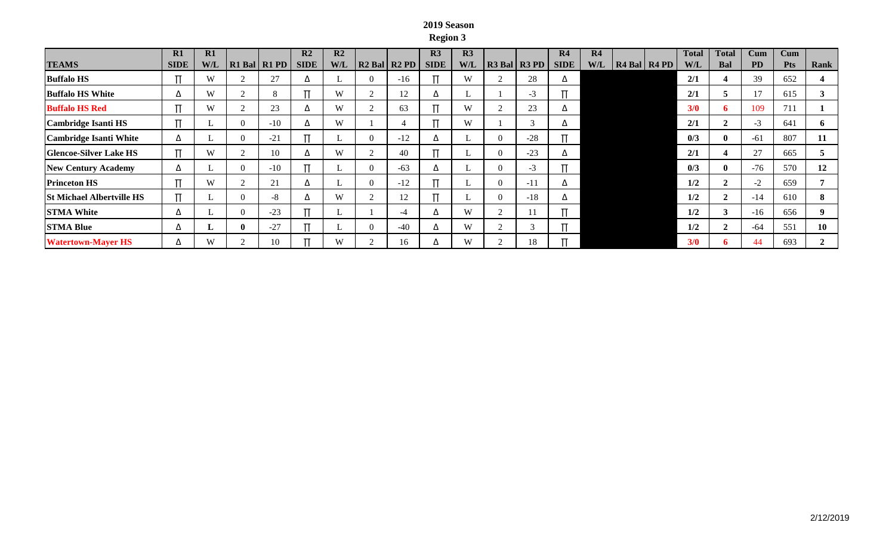**2019 Season**

**Region 3**

| TEAMS | R1 SIDE | R1 W/L | R1 Bal | R1 PD | R2 SIDE | R2 W/L | R2 Bal | R2 PD | R3 SIDE | R3 W/L | R3 Bal | R3 PD | R4 SIDE | R4 W/L | R4 Bal | R4 PD | Total W/L | Total Bal | Cum PD | Cum Pts | Rank |
|---|---|---|---|---|---|---|---|---|---|---|---|---|---|---|---|---|---|---|---|---|---|
| **Buffalo HS** | ∏ | W | 2 | 27 | Δ | L | 0 | -16 | ∏ | W | 2 | 28 | Δ | | | | **2/1** | **4** | 39 | 652 | **4** |
| **Buffalo HS White** | Δ | W | 2 | 8 | ∏ | W | 2 | 12 | Δ | L | 1 | -3 | ∏ | | | | **2/1** | **5** | 17 | 615 | **3** |
| **Buffalo HS Red** | ∏ | W | 2 | 23 | Δ | W | 2 | 63 | ∏ | W | 2 | 23 | Δ | | | | **3/0** | **6** | 109 | 711 | **1** |
| **Cambridge Isanti HS** | ∏ | L | 0 | -10 | Δ | W | 1 | 4 | ∏ | W | 1 | 3 | Δ | | | | **2/1** | **2** | -3 | 641 | **6** |
| **Cambridge Isanti White** | Δ | L | 0 | -21 | ∏ | L | 0 | -12 | Δ | L | 0 | -28 | ∏ | | | | **0/3** | **0** | -61 | 807 | **11** |
| **Glencoe-Silver Lake HS** | ∏ | W | 2 | 10 | Δ | W | 2 | 40 | ∏ | L | 0 | -23 | Δ | | | | **2/1** | **4** | 27 | 665 | **5** |
| **New Century Academy** | Δ | L | 0 | -10 | ∏ | L | 0 | -63 | Δ | L | 0 | -3 | ∏ | | | | **0/3** | **0** | -76 | 570 | **12** |
| **Princeton HS** | ∏ | W | 2 | 21 | Δ | L | 0 | -12 | ∏ | L | 0 | -11 | Δ | | | | **1/2** | **2** | -2 | 659 | **7** |
| **St Michael Albertville HS** | ∏ | L | 0 | -8 | Δ | W | 2 | 12 | ∏ | L | 0 | -18 | Δ | | | | **1/2** | **2** | -14 | 610 | **8** |
| **STMA White** | Δ | L | 0 | -23 | ∏ | L | 1 | -4 | Δ | W | 2 | 11 | ∏ | | | | **1/2** | **3** | -16 | 656 | **9** |
| **STMA Blue** | Δ | **L** | **0** | -27 | ∏ | L | 0 | -40 | Δ | W | 2 | 3 | ∏ | | | | **1/2** | **2** | -64 | 551 | **10** |
| **Watertown-Mayer HS** | Δ | W | 2 | 10 | ∏ | W | 2 | 16 | Δ | W | 2 | 18 | ∏ | | | | **3/0** | **6** | 44 | 693 | **2** |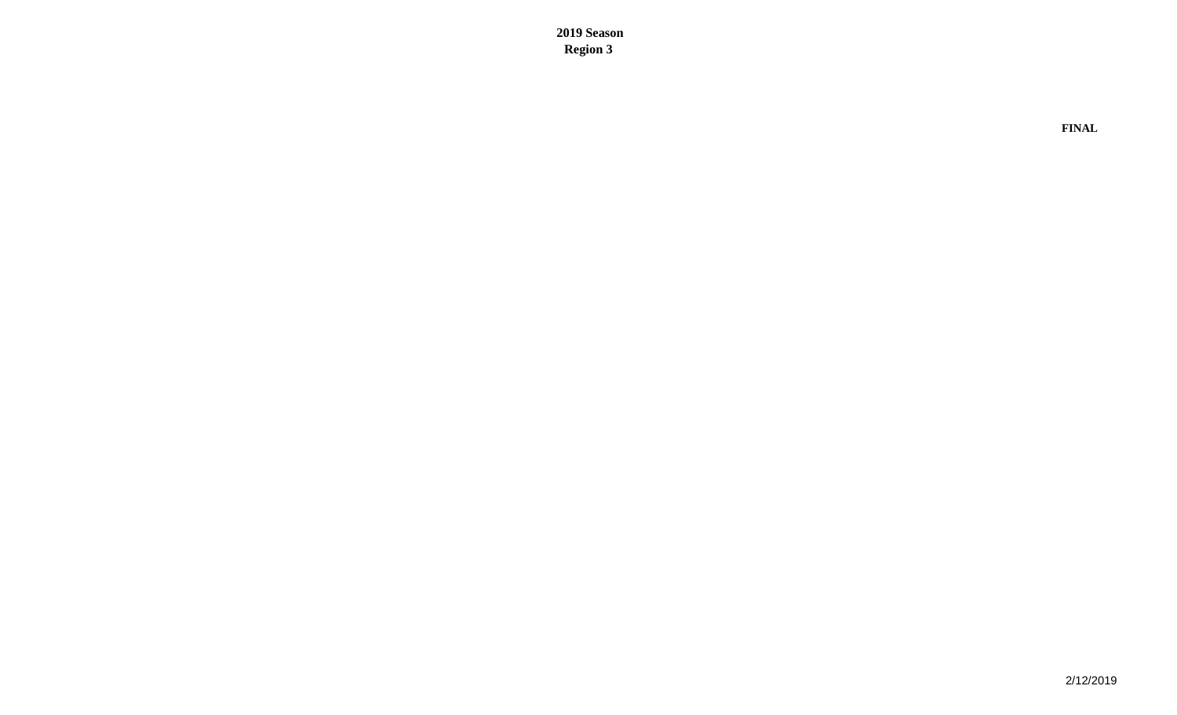**2019 Season**
**Region 3**

**FINAL**

2/12/2019